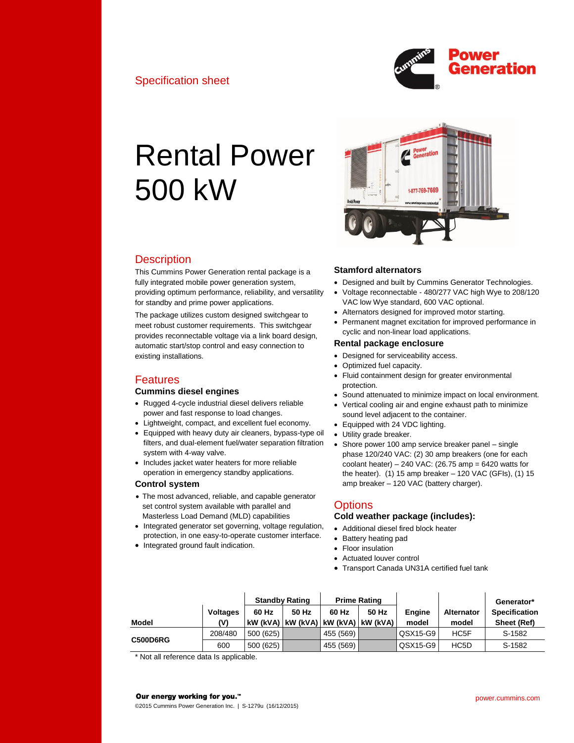Specification sheet

# Rental Power 500 kW

## Description

This Cummins Power Generation rental package is a fully integrated mobile power generation system, providing optimum performance, reliability, and versatility for standby and prime power applications.

The package utilizes custom designed switchgear to meet robust customer requirements. This switchgear provides reconnectable voltage via a link board design, automatic start/stop control and easy connection to existing installations.

## Features

### Cummins diesel engines

- Rugged 4-cycle industrial diesel delivers reliable power and fast response to load changes.
- Lightweight, compact, and excellent fuel economy.
- Equipped with heavy duty air cleaners, bypass-type oil filters, and dual-element fuel/water separation filtration system with 4-way valve.
- Includes jacket water heaters for more reliable operation in emergency standby applications.

### Control system

- The most advanced, reliable, and capable generator set control system available with parallel and Masterless Load Demand (MLD) capabilities
- Integrated generator set governing, voltage regulation, protection, in one easy-to-operate customer interface.
- Integrated ground fault indication.

### Stamford alternators

- Designed and built by Cummins Generator Technologies.
- Voltage reconnectable - 480/277 VAC high Wye to 208/120 VAC low Wye standard, 600 VAC optional.
- Alternators designed for improved motor starting.
- Permanent magnet excitation for improved performance in cyclic and non-linear load applications.

### Rental package enclosure

- Designed for serviceability access.
- Optimized fuel capacity.
- Fluid containment design for greater environmental protection.
- Sound attenuated to minimize impact on local environment.
- Vertical cooling air and engine exhaust path to minimize sound level adjacent to the container.
- Equipped with 24 VDC lighting.
- Utility grade breaker.
- Shore power 100 amp service breaker panel – single phase 120/240 VAC: (2) 30 amp breakers (one for each coolant heater) – 240 VAC: (26.75 amp = 6420 watts for the heater). (1) 15 amp breaker – 120 VAC (GFIs), (1) 15 amp breaker – 120 VAC (battery charger).

## Options

### Cold weather package (includes):

- Additional diesel fired block heater
- Battery heating pad
- Floor insulation
- Actuated louver control
- Transport Canada UN31A certified fuel tank

| Model | Voltages (V) | Standby Rating 60 Hz kW (kVA) | Standby Rating 50 Hz kW (kVA) | Prime Rating 60 Hz kW (kVA) | Prime Rating 50 Hz kW (kVA) | Engine model | Alternator model | Generator* Specification Sheet (Ref) |
|---|---|---|---|---|---|---|---|---|
| C500D6RG | 208/480 | 500 (625) | | 455 (569) | | QSX15-G9 | HC5F | S-1582 |
| | 600 | 500 (625) | | 455 (569) | | QSX15-G9 | HC5D | S-1582 |

* Not all reference data Is applicable.

Our energy working for you.™

©2015 Cummins Power Generation Inc. | S-1279u (16/12/2015)

power.cummins.com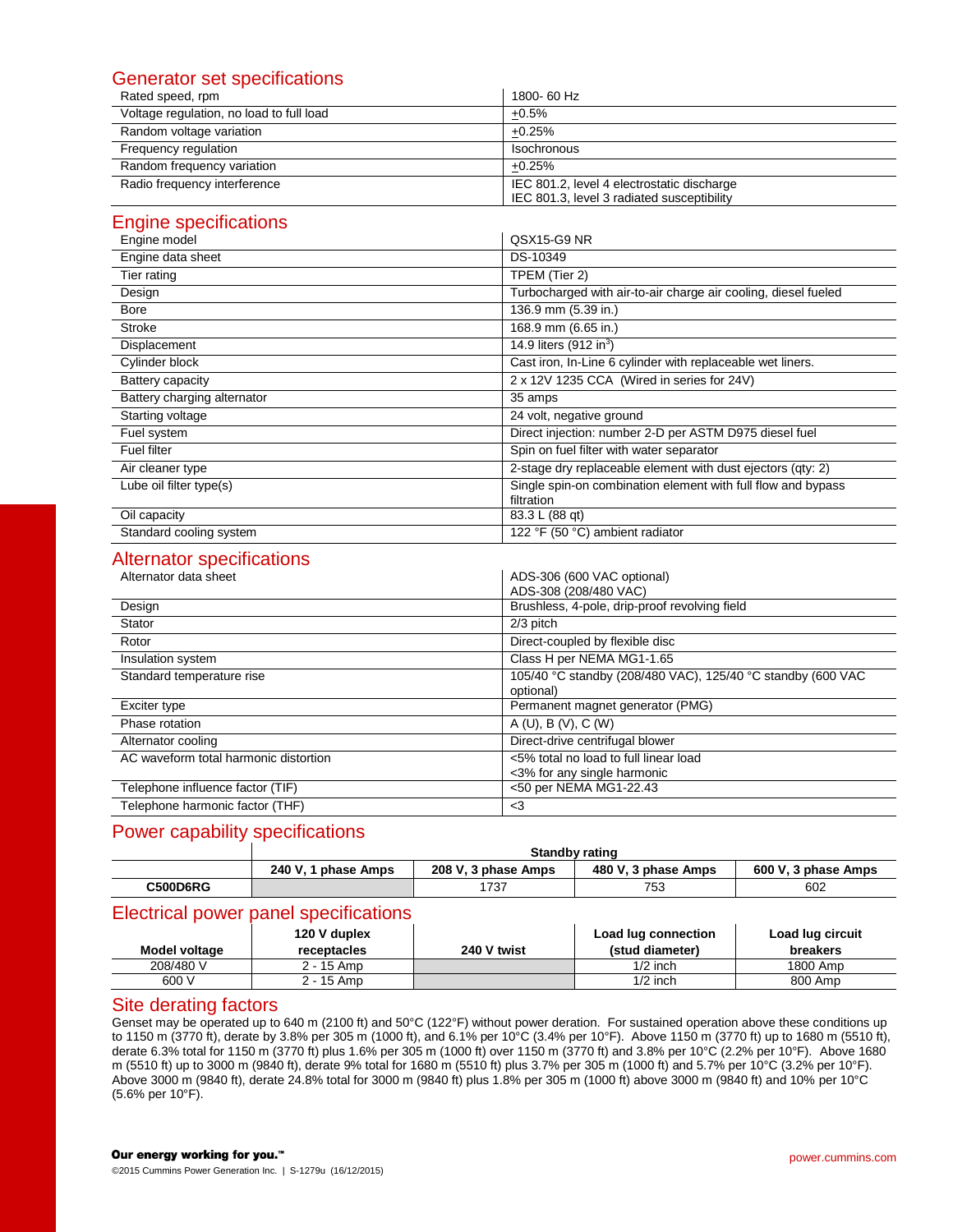## Generator set specifications

| | |
|---|---|
| Rated speed, rpm | 1800- 60 Hz |
| Voltage regulation, no load to full load | ±0.5% |
| Random voltage variation | ±0.25% |
| Frequency regulation | Isochronous |
| Random frequency variation | ±0.25% |
| Radio frequency interference | IEC 801.2, level 4 electrostatic discharge<br>IEC 801.3, level 3 radiated susceptibility |

## Engine specifications

| | |
|---|---|
| Engine model | QSX15-G9 NR |
| Engine data sheet | DS-10349 |
| Tier rating | TPEM (Tier 2) |
| Design | Turbocharged with air-to-air charge air cooling, diesel fueled |
| Bore | 136.9 mm (5.39 in.) |
| Stroke | 168.9 mm (6.65 in.) |
| Displacement | 14.9 liters (912 $in^3$) |
| Cylinder block | Cast iron, In-Line 6 cylinder with replaceable wet liners. |
| Battery capacity | 2 x 12V 1235 CCA (Wired in series for 24V) |
| Battery charging alternator | 35 amps |
| Starting voltage | 24 volt, negative ground |
| Fuel system | Direct injection: number 2-D per ASTM D975 diesel fuel |
| Fuel filter | Spin on fuel filter with water separator |
| Air cleaner type | 2-stage dry replaceable element with dust ejectors (qty: 2) |
| Lube oil filter type(s) | Single spin-on combination element with full flow and bypass filtration |
| Oil capacity | 83.3 L (88 qt) |
| Standard cooling system | 122 °F (50 °C) ambient radiator |

## Alternator specifications

| | |
|---|---|
| Alternator data sheet | ADS-306 (600 VAC optional)<br>ADS-308 (208/480 VAC) |
| Design | Brushless, 4-pole, drip-proof revolving field |
| Stator | 2/3 pitch |
| Rotor | Direct-coupled by flexible disc |
| Insulation system | Class H per NEMA MG1-1.65 |
| Standard temperature rise | 105/40 °C standby (208/480 VAC), 125/40 °C standby (600 VAC optional) |
| Exciter type | Permanent magnet generator (PMG) |
| Phase rotation | A (U), B (V), C (W) |
| Alternator cooling | Direct-drive centrifugal blower |
| AC waveform total harmonic distortion | <5% total no load to full linear load<br><3% for any single harmonic |
| Telephone influence factor (TIF) | <50 per NEMA MG1-22.43 |
| Telephone harmonic factor (THF) | <3 |

## Power capability specifications

| | Standby rating | | | |
|---|---|---|---|---|
| | **240 V, 1 phase Amps** | **208 V, 3 phase Amps** | **480 V, 3 phase Amps** | **600 V, 3 phase Amps** |
| **C500D6RG** | | 1737 | 753 | 602 |

## Electrical power panel specifications

| Model voltage | 120 V duplex receptacles | 240 V twist | Load lug connection (stud diameter) | Load lug circuit breakers |
|---|---|---|---|---|
| 208/480 V | 2 - 15 Amp | | 1/2 inch | 1800 Amp |
| 600 V | 2 - 15 Amp | | 1/2 inch | 800 Amp |

## Site derating factors

Genset may be operated up to 640 m (2100 ft) and 50°C (122°F) without power deration. For sustained operation above these conditions up to 1150 m (3770 ft), derate by 3.8% per 305 m (1000 ft), and 6.1% per 10°C (3.4% per 10°F). Above 1150 m (3770 ft) up to 1680 m (5510 ft), derate 6.3% total for 1150 m (3770 ft) plus 1.6% per 305 m (1000 ft) over 1150 m (3770 ft) and 3.8% per 10°C (2.2% per 10°F). Above 1680 m (5510 ft) up to 3000 m (9840 ft), derate 9% total for 1680 m (5510 ft) plus 3.7% per 305 m (1000 ft) and 5.7% per 10°C (3.2% per 10°F). Above 3000 m (9840 ft), derate 24.8% total for 3000 m (9840 ft) plus 1.8% per 305 m (1000 ft) above 3000 m (9840 ft) and 10% per 10°C (5.6% per 10°F).

**Our energy working for you.™**

©2015 Cummins Power Generation Inc. | S-1279u (16/12/2015)

power.cummins.com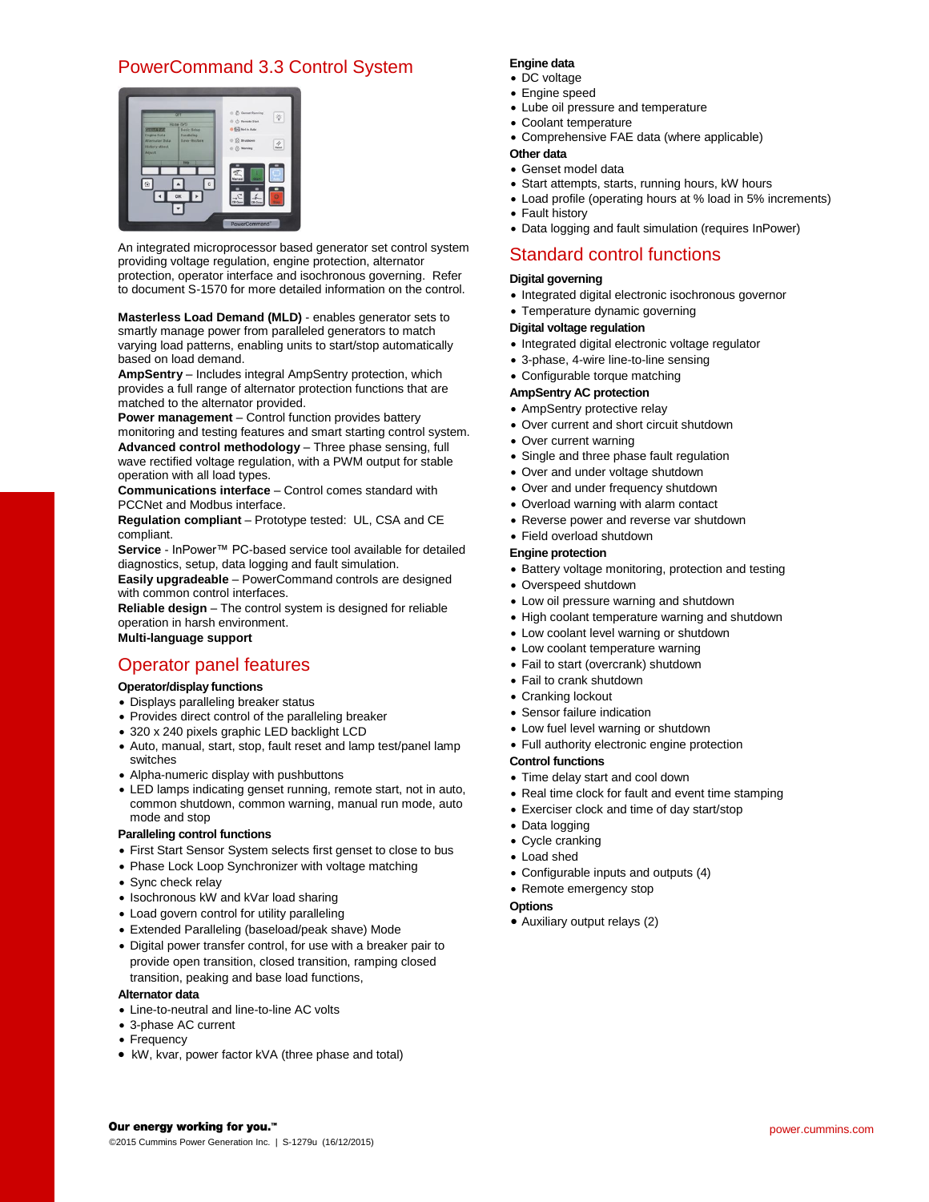## PowerCommand 3.3 Control System

An integrated microprocessor based generator set control system providing voltage regulation, engine protection, alternator protection, operator interface and isochronous governing. Refer to document S-1570 for more detailed information on the control.

**Masterless Load Demand (MLD)** - enables generator sets to smartly manage power from paralleled generators to match varying load patterns, enabling units to start/stop automatically based on load demand.

**AmpSentry** – Includes integral AmpSentry protection, which provides a full range of alternator protection functions that are matched to the alternator provided.

**Power management** – Control function provides battery monitoring and testing features and smart starting control system.

**Advanced control methodology** – Three phase sensing, full wave rectified voltage regulation, with a PWM output for stable operation with all load types.

**Communications interface** – Control comes standard with PCCNet and Modbus interface.

**Regulation compliant** – Prototype tested: UL, CSA and CE compliant.

**Service** - InPower™ PC-based service tool available for detailed diagnostics, setup, data logging and fault simulation.

**Easily upgradeable** – PowerCommand controls are designed with common control interfaces.

**Reliable design** – The control system is designed for reliable operation in harsh environment.

**Multi-language support**

## Operator panel features

**Operator/display functions**

- Displays paralleling breaker status
- Provides direct control of the paralleling breaker
- 320 x 240 pixels graphic LED backlight LCD
- Auto, manual, start, stop, fault reset and lamp test/panel lamp switches
- Alpha-numeric display with pushbuttons
- LED lamps indicating genset running, remote start, not in auto, common shutdown, common warning, manual run mode, auto mode and stop

**Paralleling control functions**

- First Start Sensor System selects first genset to close to bus
- Phase Lock Loop Synchronizer with voltage matching
- Sync check relay
- Isochronous kW and kVar load sharing
- Load govern control for utility paralleling
- Extended Paralleling (baseload/peak shave) Mode
- Digital power transfer control, for use with a breaker pair to provide open transition, closed transition, ramping closed transition, peaking and base load functions,

**Alternator data**

- Line-to-neutral and line-to-line AC volts
- 3-phase AC current
- Frequency
- kW, kvar, power factor kVA (three phase and total)

**Engine data**

- DC voltage
- Engine speed
- Lube oil pressure and temperature
- Coolant temperature
- Comprehensive FAE data (where applicable)

**Other data**

- Genset model data
- Start attempts, starts, running hours, kW hours
- Load profile (operating hours at % load in 5% increments)
- Fault history
- Data logging and fault simulation (requires InPower)

## Standard control functions

**Digital governing**

- Integrated digital electronic isochronous governor
- Temperature dynamic governing

**Digital voltage regulation**

- Integrated digital electronic voltage regulator
- 3-phase, 4-wire line-to-line sensing
- Configurable torque matching

**AmpSentry AC protection**

- AmpSentry protective relay
- Over current and short circuit shutdown
- Over current warning
- Single and three phase fault regulation
- Over and under voltage shutdown
- Over and under frequency shutdown
- Overload warning with alarm contact
- Reverse power and reverse var shutdown
- Field overload shutdown

**Engine protection**

- Battery voltage monitoring, protection and testing
- Overspeed shutdown
- Low oil pressure warning and shutdown
- High coolant temperature warning and shutdown
- Low coolant level warning or shutdown
- Low coolant temperature warning
- Fail to start (overcrank) shutdown
- Fail to crank shutdown
- Cranking lockout
- Sensor failure indication
- Low fuel level warning or shutdown
- Full authority electronic engine protection

**Control functions**

- Time delay start and cool down
- Real time clock for fault and event time stamping
- Exerciser clock and time of day start/stop
- Data logging
- Cycle cranking
- Load shed
- Configurable inputs and outputs (4)
- Remote emergency stop

**Options**

- Auxiliary output relays (2)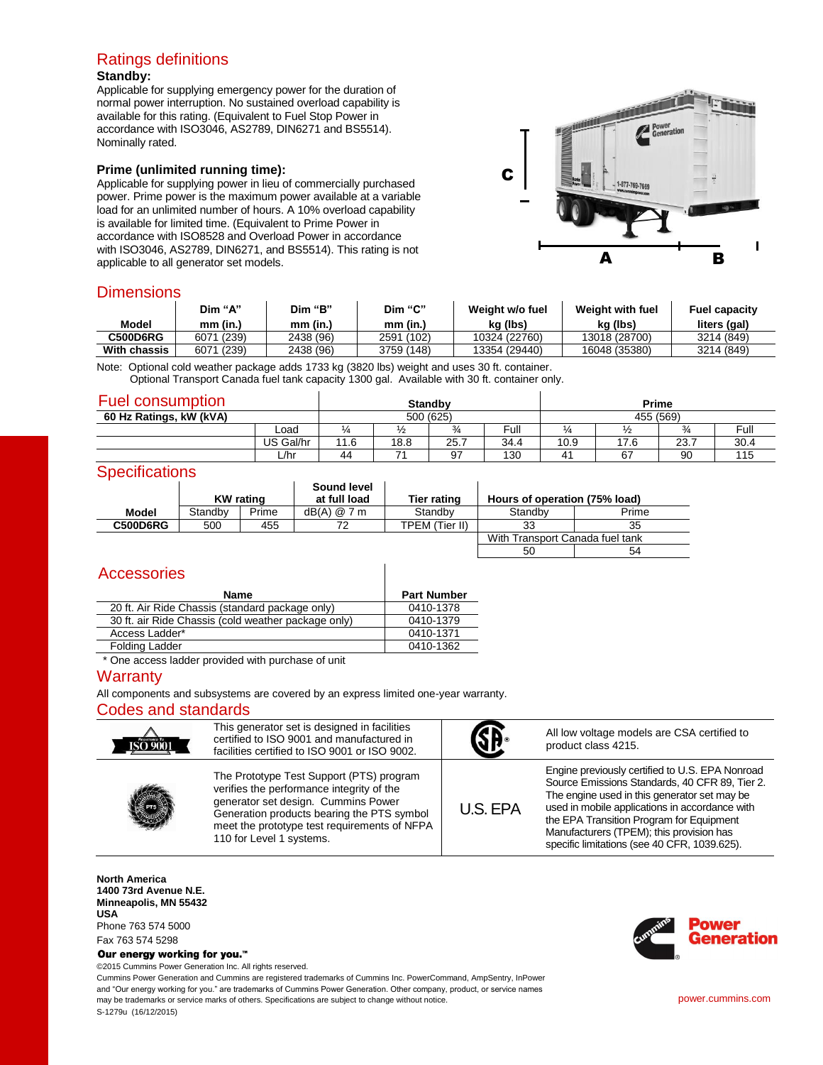## Ratings definitions

**Standby:**

Applicable for supplying emergency power for the duration of normal power interruption. No sustained overload capability is available for this rating. (Equivalent to Fuel Stop Power in accordance with ISO3046, AS2789, DIN6271 and BS5514). Nominally rated.

**Prime (unlimited running time):**

Applicable for supplying power in lieu of commercially purchased power. Prime power is the maximum power available at a variable load for an unlimited number of hours. A 10% overload capability is available for limited time. (Equivalent to Prime Power in accordance with ISO8528 and Overload Power in accordance with ISO3046, AS2789, DIN6271, and BS5514). This rating is not applicable to all generator set models.

C

A

B

## Dimensions

| Model | Dim "A" mm (in.) | Dim "B" mm (in.) | Dim "C" mm (in.) | Weight w/o fuel kg (lbs) | Weight with fuel kg (lbs) | Fuel capacity liters (gal) |
|---|---|---|---|---|---|---|
| C500D6RG | 6071 (239) | 2438 (96) | 2591 (102) | 10324 (22760) | 13018 (28700) | 3214 (849) |
| With chassis | 6071 (239) | 2438 (96) | 3759 (148) | 13354 (29440) | 16048 (35380) | 3214 (849) |

Note: Optional cold weather package adds 1733 kg (3820 lbs) weight and uses 30 ft. container.
Optional Transport Canada fuel tank capacity 1300 gal. Available with 30 ft. container only.

## Fuel consumption

| | | Standby | | | | Prime | | | |
|---|---|---|---|---|---|---|---|---|---|
| 60 Hz Ratings, kW (kVA) | | 500 (625) | | | | 455 (569) | | | |
| | Load | ¼ | ½ | ¾ | Full | ¼ | ½ | ¾ | Full |
| | US Gal/hr | 11.6 | 18.8 | 25.7 | 34.4 | 10.9 | 17.6 | 23.7 | 30.4 |
| | L/hr | 44 | 71 | 97 | 130 | 41 | 67 | 90 | 115 |

## Specifications

| Model | KW rating | | Sound level at full load | Tier rating | Hours of operation (75% load) | |
|---|---|---|---|---|---|---|
| | Standby | Prime | dB(A) @ 7 m | Standby | Standby | Prime |
| C500D6RG | 500 | 455 | 72 | TPEM (Tier II) | 33 | 35 |
| | | | | | With Transport Canada fuel tank | |
| | | | | | 50 | 54 |

## Accessories

| Name | Part Number |
|---|---|
| 20 ft. Air Ride Chassis (standard package only) | 0410-1378 |
| 30 ft. air Ride Chassis (cold weather package only) | 0410-1379 |
| Access Ladder* | 0410-1371 |
| Folding Ladder | 0410-1362 |

\* One access ladder provided with purchase of unit

## Warranty

All components and subsystems are covered by an express limited one-year warranty.

## Codes and standards

| | | | |
|---|---|---|---|
| ISO 9001 | This generator set is designed in facilities certified to ISO 9001 and manufactured in facilities certified to ISO 9001 or ISO 9002. | CSA | All low voltage models are CSA certified to product class 4215. |
| PTS | The Prototype Test Support (PTS) program verifies the performance integrity of the generator set design. Cummins Power Generation products bearing the PTS symbol meet the prototype test requirements of NFPA 110 for Level 1 systems. | U.S. EPA | Engine previously certified to U.S. EPA Nonroad Source Emissions Standards, 40 CFR 89, Tier 2. The engine used in this generator set may be used in mobile applications in accordance with the EPA Transition Program for Equipment Manufacturers (TPEM); this provision has specific limitations (see 40 CFR, 1039.625). |

**North America**
**1400 73rd Avenue N.E.**
**Minneapolis, MN 55432**
**USA**
Phone 763 574 5000
Fax 763 574 5298

**Our energy working for you.™**

©2015 Cummins Power Generation Inc. All rights reserved.
Cummins Power Generation and Cummins are registered trademarks of Cummins Inc. PowerCommand, AmpSentry, InPower and "Our energy working for you." are trademarks of Cummins Power Generation. Other company, product, or service names may be trademarks or service marks of others. Specifications are subject to change without notice.
S-1279u (16/12/2015)

Power Generation

power.cummins.com